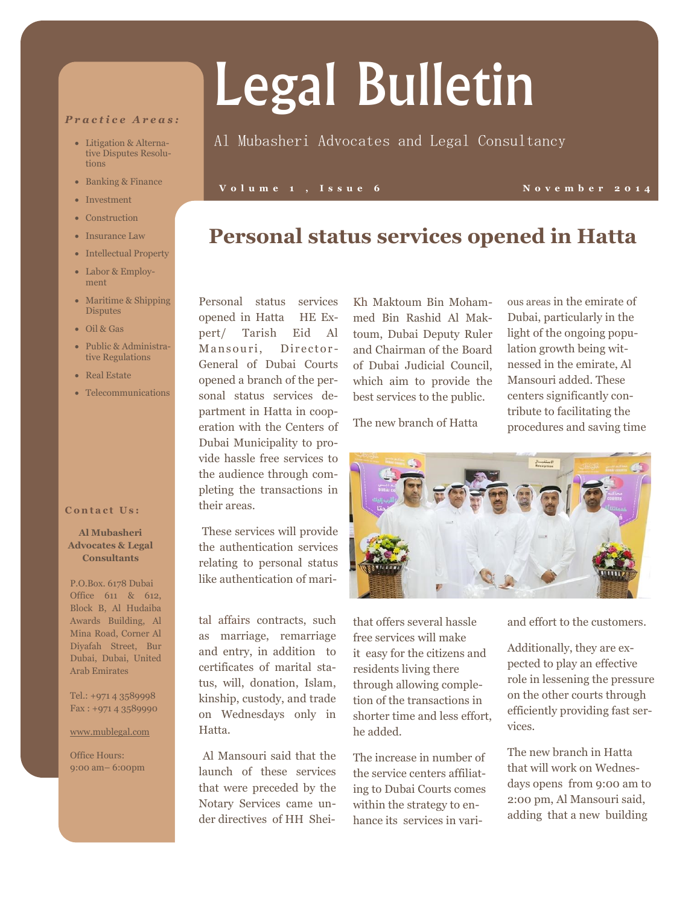# Legal Bulletin

Al Mubasheri Advocates and Legal Consultancy

Volume 1, Issue 6 — November 2014

***Practice Areas:***

- Litigation & Alternative Disputes Resolutions
- Banking & Finance
- Investment
- Construction
- Insurance Law
- Intellectual Property
- Labor & Employment
- Maritime & Shipping Disputes
- Oil & Gas
- Public & Administrative Regulations
- Real Estate
- Telecommunications

**Contact Us:**

**Al Mubasheri Advocates & Legal Consultants**

P.O.Box. 6178 Dubai Office 611 & 612, Block B, Al Hudaiba Awards Building, Al Mina Road, Corner Al Diyafah Street, Bur Dubai, Dubai, United Arab Emirates

Tel.: +971 4 3589998
Fax : +971 4 3589990

www.mublegal.com

Office Hours:
9:00 am– 6:00pm

## Personal status services opened in Hatta

Personal status services opened in Hatta HE Expert/ Tarish Eid Al Mansouri, Director-General of Dubai Courts opened a branch of the personal status services department in Hatta in cooperation with the Centers of Dubai Municipality to provide hassle free services to the audience through completing the transactions in their areas.

These services will provide the authentication services relating to personal status like authentication of marital affairs contracts, such as marriage, remarriage and entry, in addition to certificates of marital status, will, donation, Islam, kinship, custody, and trade on Wednesdays only in Hatta.

Al Mansouri said that the launch of these services that were preceded by the Notary Services came under directives of HH Sheikh Maktoum Bin Mohammed Bin Rashid Al Maktoum, Dubai Deputy Ruler and Chairman of the Board of Dubai Judicial Council, which aim to provide the best services to the public.

The new branch of Hatta that offers several hassle free services will make it easy for the citizens and residents living there through allowing completion of the transactions in shorter time and less effort, he added.

The increase in number of the service centers affiliating to Dubai Courts comes within the strategy to enhance its services in various areas in the emirate of Dubai, particularly in the light of the ongoing population growth being witnessed in the emirate, Al Mansouri added. These centers significantly contribute to facilitating the procedures and saving time and effort to the customers.

Additionally, they are expected to play an effective role in lessening the pressure on the other courts through efficiently providing fast services.

The new branch in Hatta that will work on Wednesdays opens from 9:00 am to 2:00 pm, Al Mansouri said, adding that a new building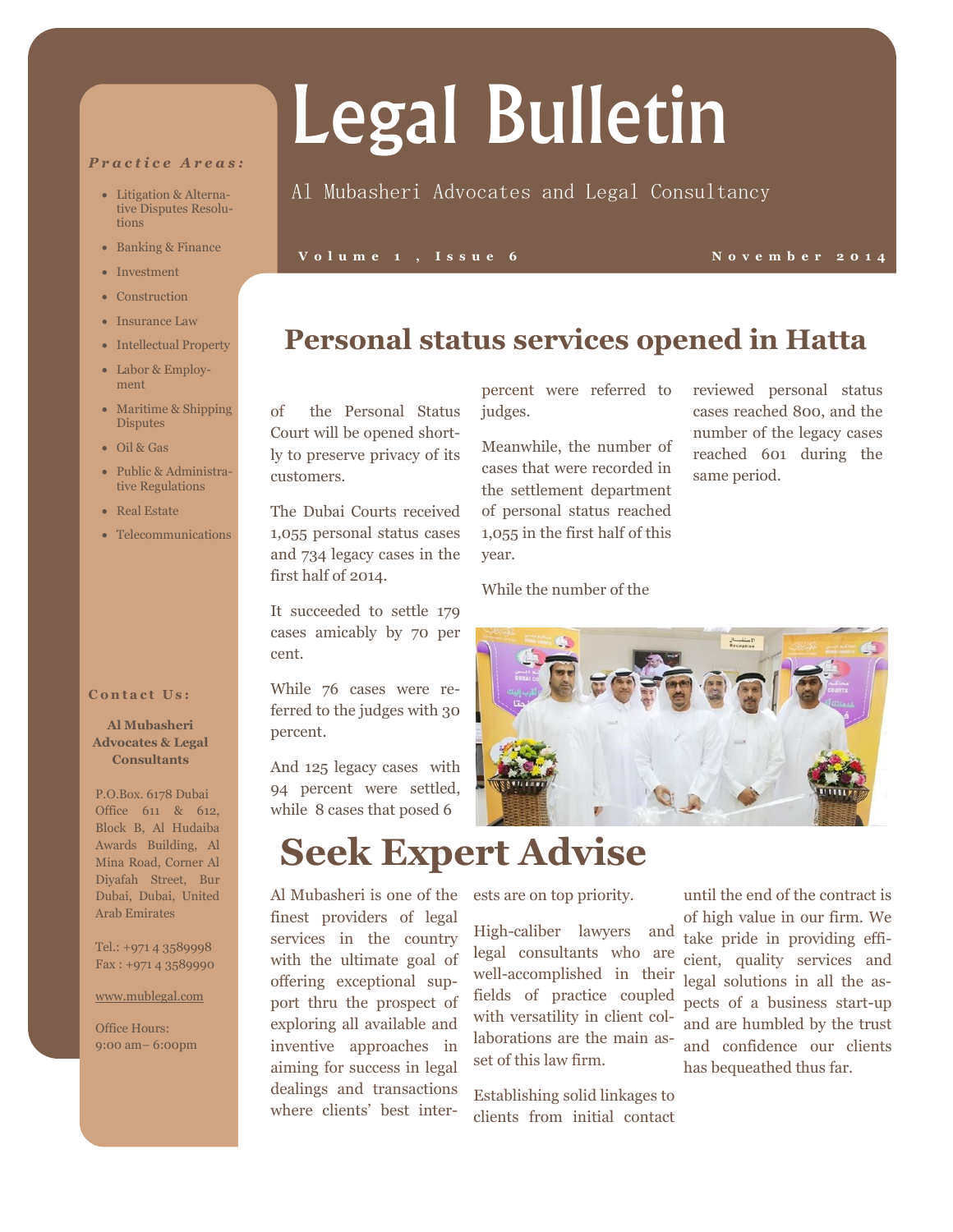# Legal Bulletin

Al Mubasheri Advocates and Legal Consultancy

**Volume 1, Issue 6** — **November 2014**

***Practice Areas:***

- Litigation & Alternative Disputes Resolutions
- Banking & Finance
- Investment
- Construction
- Insurance Law
- Intellectual Property
- Labor & Employment
- Maritime & Shipping Disputes
- Oil & Gas
- Public & Administrative Regulations
- Real Estate
- Telecommunications

## Personal status services opened in Hatta

of the Personal Status Court will be opened shortly to preserve privacy of its customers.

The Dubai Courts received 1,055 personal status cases and 734 legacy cases in the first half of 2014.

It succeeded to settle 179 cases amicably by 70 per cent.

While 76 cases were referred to the judges with 30 percent.

And 125 legacy cases with 94 percent were settled, while 8 cases that posed 6 percent were referred to judges.

Meanwhile, the number of cases that were recorded in the settlement department of personal status reached 1,055 in the first half of this year.

While the number of the reviewed personal status cases reached 800, and the number of the legacy cases reached 601 during the same period.

## Seek Expert Advise

Al Mubasheri is one of the finest providers of legal services in the country with the ultimate goal of offering exceptional support thru the prospect of exploring all available and inventive approaches in aiming for success in legal dealings and transactions where clients' best interests are on top priority.

High-caliber lawyers and legal consultants who are well-accomplished in their fields of practice coupled with versatility in client collaborations are the main asset of this law firm.

Establishing solid linkages to clients from initial contact until the end of the contract is of high value in our firm. We take pride in providing efficient, quality services and legal solutions in all the aspects of a business start-up and are humbled by the trust and confidence our clients has bequeathed thus far.

**Contact Us:**

**Al Mubasheri Advocates & Legal Consultants**

P.O.Box. 6178 Dubai Office 611 & 612, Block B, Al Hudaiba Awards Building, Al Mina Road, Corner Al Diyafah Street, Bur Dubai, Dubai, United Arab Emirates

Tel.: +971 4 3589998
Fax : +971 4 3589990

www.mublegal.com

Office Hours:
9:00 am– 6:00pm